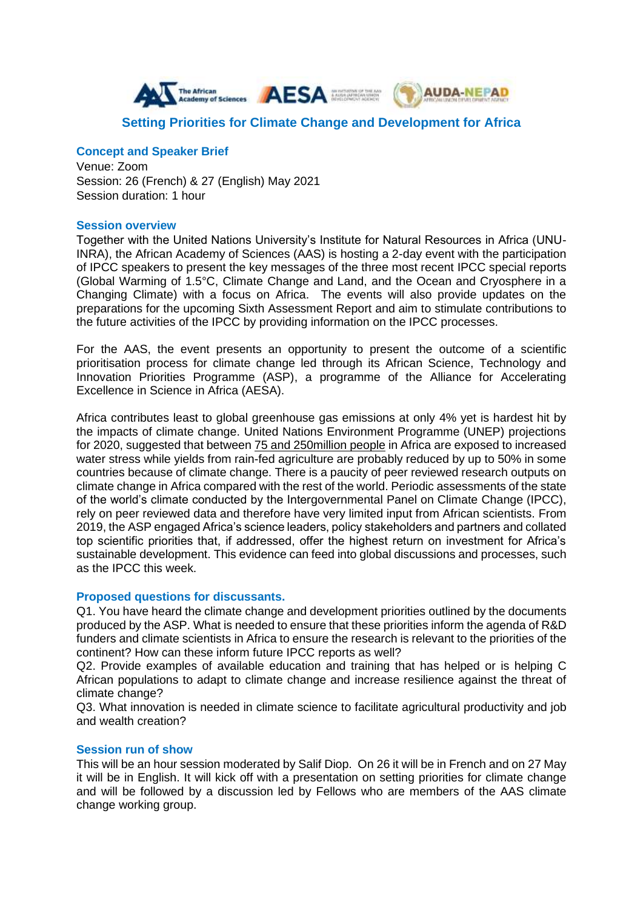# Setting Priorities for Climate Change and Development for Africa

## Concept and Speaker Brief

Venue: Zoom
Session: 26 (French) & 27 (English) May 2021
Session duration: 1 hour

## Session overview

Together with the United Nations University's Institute for Natural Resources in Africa (UNU-INRA), the African Academy of Sciences (AAS) is hosting a 2-day event with the participation of IPCC speakers to present the key messages of the three most recent IPCC special reports (Global Warming of 1.5°C, Climate Change and Land, and the Ocean and Cryosphere in a Changing Climate) with a focus on Africa. The events will also provide updates on the preparations for the upcoming Sixth Assessment Report and aim to stimulate contributions to the future activities of the IPCC by providing information on the IPCC processes.

For the AAS, the event presents an opportunity to present the outcome of a scientific prioritisation process for climate change led through its African Science, Technology and Innovation Priorities Programme (ASP), a programme of the Alliance for Accelerating Excellence in Science in Africa (AESA).

Africa contributes least to global greenhouse gas emissions at only 4% yet is hardest hit by the impacts of climate change. United Nations Environment Programme (UNEP) projections for 2020, suggested that between 75 and 250million people in Africa are exposed to increased water stress while yields from rain-fed agriculture are probably reduced by up to 50% in some countries because of climate change. There is a paucity of peer reviewed research outputs on climate change in Africa compared with the rest of the world. Periodic assessments of the state of the world's climate conducted by the Intergovernmental Panel on Climate Change (IPCC), rely on peer reviewed data and therefore have very limited input from African scientists. From 2019, the ASP engaged Africa's science leaders, policy stakeholders and partners and collated top scientific priorities that, if addressed, offer the highest return on investment for Africa's sustainable development. This evidence can feed into global discussions and processes, such as the IPCC this week.

## Proposed questions for discussants.

Q1. You have heard the climate change and development priorities outlined by the documents produced by the ASP. What is needed to ensure that these priorities inform the agenda of R&D funders and climate scientists in Africa to ensure the research is relevant to the priorities of the continent? How can these inform future IPCC reports as well?
Q2. Provide examples of available education and training that has helped or is helping C African populations to adapt to climate change and increase resilience against the threat of climate change?
Q3. What innovation is needed in climate science to facilitate agricultural productivity and job and wealth creation?

## Session run of show

This will be an hour session moderated by Salif Diop. On 26 it will be in French and on 27 May it will be in English. It will kick off with a presentation on setting priorities for climate change and will be followed by a discussion led by Fellows who are members of the AAS climate change working group.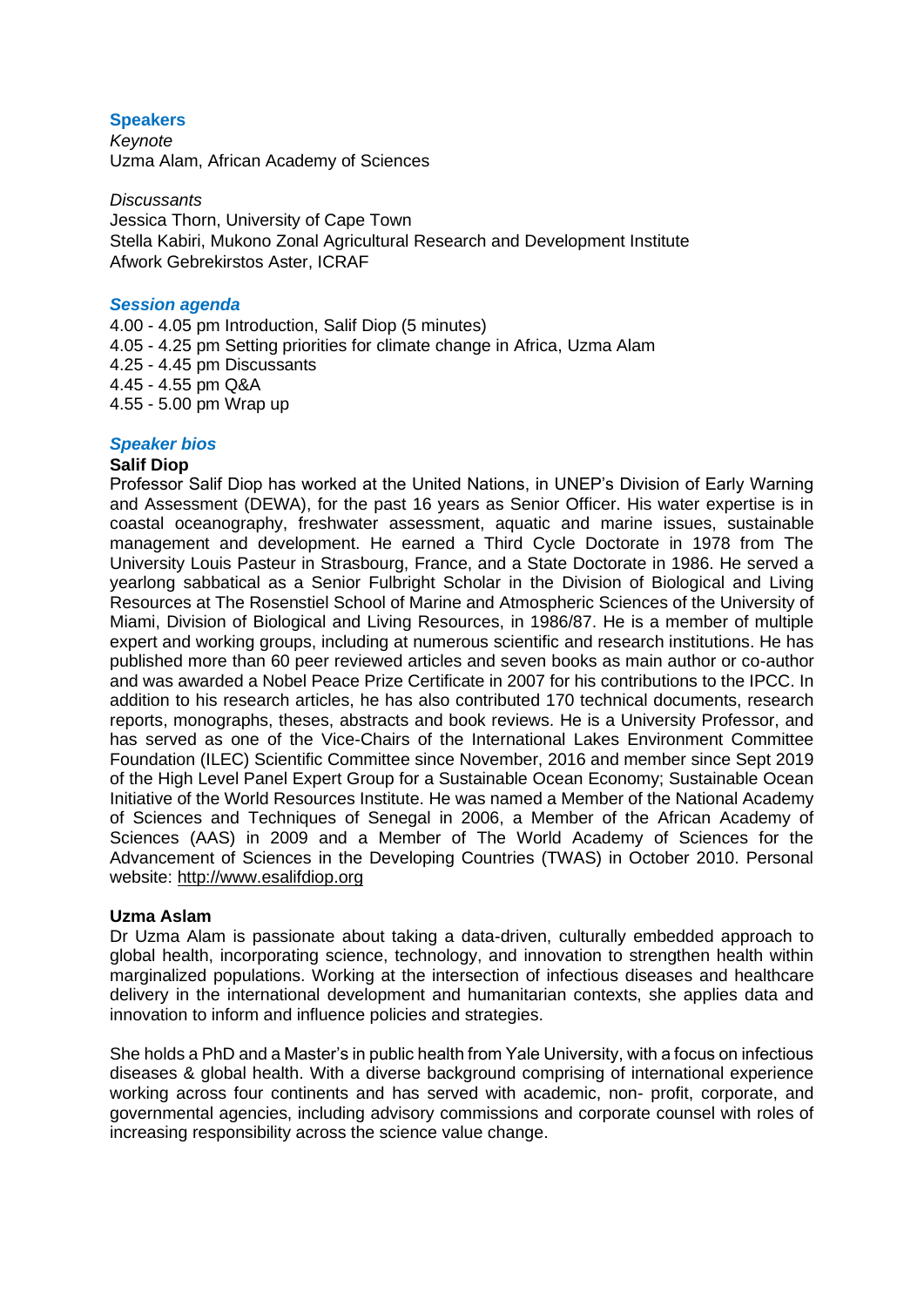## Speakers

*Keynote*
Uzma Alam, African Academy of Sciences

*Discussants*
Jessica Thorn, University of Cape Town
Stella Kabiri, Mukono Zonal Agricultural Research and Development Institute
Afwork Gebrekirstos Aster, ICRAF

## *Session agenda*

4.00 - 4.05 pm Introduction, Salif Diop (5 minutes)
4.05 - 4.25 pm Setting priorities for climate change in Africa, Uzma Alam
4.25 - 4.45 pm Discussants
4.45 - 4.55 pm Q&A
4.55 - 5.00 pm Wrap up

## *Speaker bios*

**Salif Diop**

Professor Salif Diop has worked at the United Nations, in UNEP's Division of Early Warning and Assessment (DEWA), for the past 16 years as Senior Officer. His water expertise is in coastal oceanography, freshwater assessment, aquatic and marine issues, sustainable management and development. He earned a Third Cycle Doctorate in 1978 from The University Louis Pasteur in Strasbourg, France, and a State Doctorate in 1986. He served a yearlong sabbatical as a Senior Fulbright Scholar in the Division of Biological and Living Resources at The Rosenstiel School of Marine and Atmospheric Sciences of the University of Miami, Division of Biological and Living Resources, in 1986/87. He is a member of multiple expert and working groups, including at numerous scientific and research institutions. He has published more than 60 peer reviewed articles and seven books as main author or co-author and was awarded a Nobel Peace Prize Certificate in 2007 for his contributions to the IPCC. In addition to his research articles, he has also contributed 170 technical documents, research reports, monographs, theses, abstracts and book reviews. He is a University Professor, and has served as one of the Vice-Chairs of the International Lakes Environment Committee Foundation (ILEC) Scientific Committee since November, 2016 and member since Sept 2019 of the High Level Panel Expert Group for a Sustainable Ocean Economy; Sustainable Ocean Initiative of the World Resources Institute. He was named a Member of the National Academy of Sciences and Techniques of Senegal in 2006, a Member of the African Academy of Sciences (AAS) in 2009 and a Member of The World Academy of Sciences for the Advancement of Sciences in the Developing Countries (TWAS) in October 2010. Personal website: http://www.esalifdiop.org

**Uzma Aslam**

Dr Uzma Alam is passionate about taking a data-driven, culturally embedded approach to global health, incorporating science, technology, and innovation to strengthen health within marginalized populations. Working at the intersection of infectious diseases and healthcare delivery in the international development and humanitarian contexts, she applies data and innovation to inform and influence policies and strategies.

She holds a PhD and a Master's in public health from Yale University, with a focus on infectious diseases & global health. With a diverse background comprising of international experience working across four continents and has served with academic, non- profit, corporate, and governmental agencies, including advisory commissions and corporate counsel with roles of increasing responsibility across the science value change.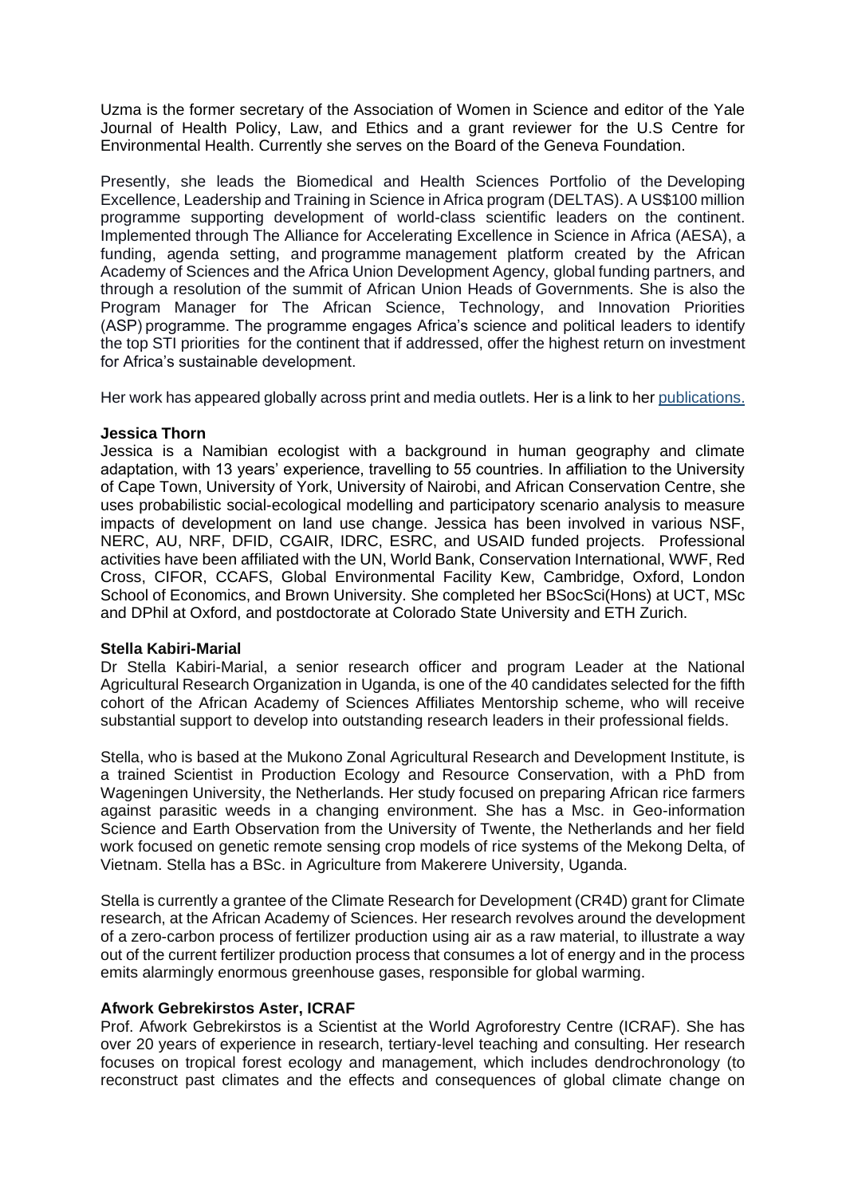Uzma is the former secretary of the Association of Women in Science and editor of the Yale Journal of Health Policy, Law, and Ethics and a grant reviewer for the U.S Centre for Environmental Health. Currently she serves on the Board of the Geneva Foundation.

Presently, she leads the Biomedical and Health Sciences Portfolio of the Developing Excellence, Leadership and Training in Science in Africa program (DELTAS). A US$100 million programme supporting development of world-class scientific leaders on the continent. Implemented through The Alliance for Accelerating Excellence in Science in Africa (AESA), a funding, agenda setting, and programme management platform created by the African Academy of Sciences and the Africa Union Development Agency, global funding partners, and through a resolution of the summit of African Union Heads of Governments. She is also the Program Manager for The African Science, Technology, and Innovation Priorities (ASP) programme. The programme engages Africa's science and political leaders to identify the top STI priorities for the continent that if addressed, offer the highest return on investment for Africa's sustainable development.

Her work has appeared globally across print and media outlets. Her is a link to her publications.

**Jessica Thorn**
Jessica is a Namibian ecologist with a background in human geography and climate adaptation, with 13 years' experience, travelling to 55 countries. In affiliation to the University of Cape Town, University of York, University of Nairobi, and African Conservation Centre, she uses probabilistic social-ecological modelling and participatory scenario analysis to measure impacts of development on land use change. Jessica has been involved in various NSF, NERC, AU, NRF, DFID, CGAIR, IDRC, ESRC, and USAID funded projects. Professional activities have been affiliated with the UN, World Bank, Conservation International, WWF, Red Cross, CIFOR, CCAFS, Global Environmental Facility Kew, Cambridge, Oxford, London School of Economics, and Brown University. She completed her BSocSci(Hons) at UCT, MSc and DPhil at Oxford, and postdoctorate at Colorado State University and ETH Zurich.

**Stella Kabiri-Marial**
Dr Stella Kabiri-Marial, a senior research officer and program Leader at the National Agricultural Research Organization in Uganda, is one of the 40 candidates selected for the fifth cohort of the African Academy of Sciences Affiliates Mentorship scheme, who will receive substantial support to develop into outstanding research leaders in their professional fields.

Stella, who is based at the Mukono Zonal Agricultural Research and Development Institute, is a trained Scientist in Production Ecology and Resource Conservation, with a PhD from Wageningen University, the Netherlands. Her study focused on preparing African rice farmers against parasitic weeds in a changing environment. She has a Msc. in Geo-information Science and Earth Observation from the University of Twente, the Netherlands and her field work focused on genetic remote sensing crop models of rice systems of the Mekong Delta, of Vietnam. Stella has a BSc. in Agriculture from Makerere University, Uganda.

Stella is currently a grantee of the Climate Research for Development (CR4D) grant for Climate research, at the African Academy of Sciences. Her research revolves around the development of a zero-carbon process of fertilizer production using air as a raw material, to illustrate a way out of the current fertilizer production process that consumes a lot of energy and in the process emits alarmingly enormous greenhouse gases, responsible for global warming.

**Afwork Gebrekirstos Aster, ICRAF**
Prof. Afwork Gebrekirstos is a Scientist at the World Agroforestry Centre (ICRAF). She has over 20 years of experience in research, tertiary-level teaching and consulting. Her research focuses on tropical forest ecology and management, which includes dendrochronology (to reconstruct past climates and the effects and consequences of global climate change on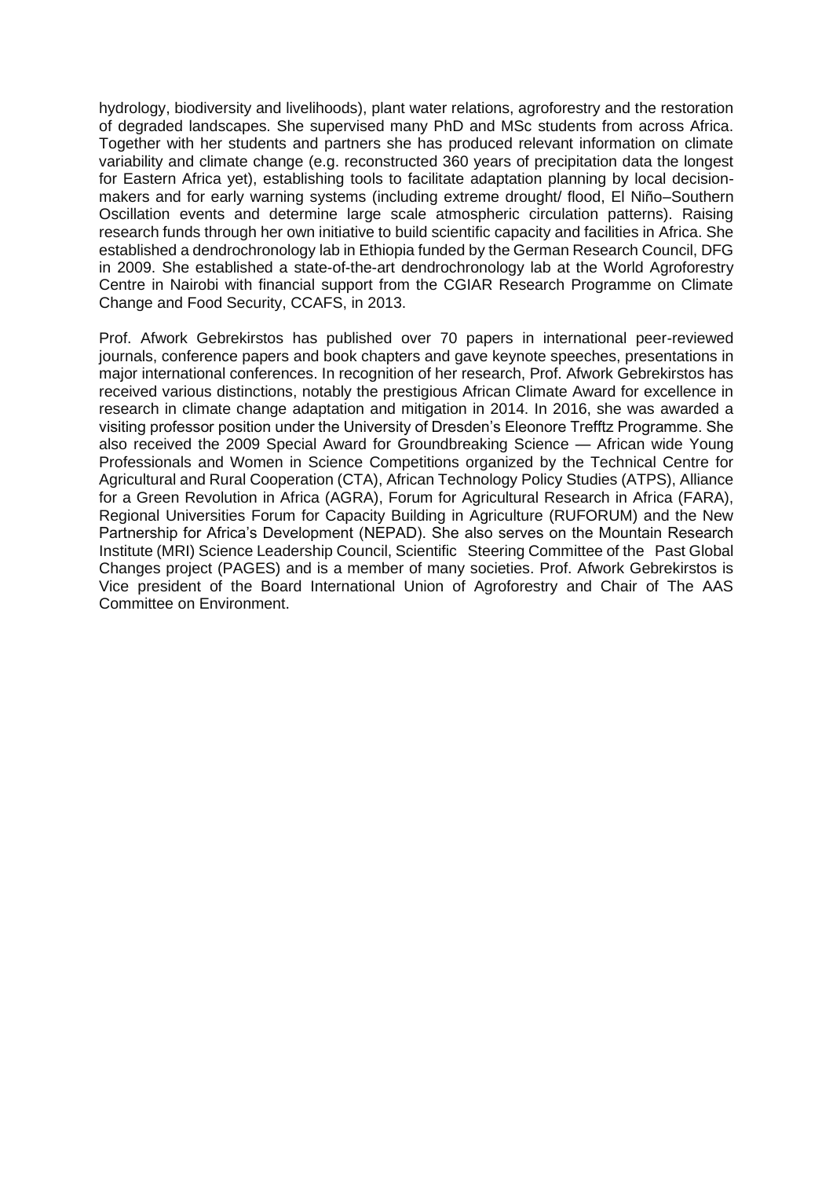hydrology, biodiversity and livelihoods), plant water relations, agroforestry and the restoration of degraded landscapes. She supervised many PhD and MSc students from across Africa. Together with her students and partners she has produced relevant information on climate variability and climate change (e.g. reconstructed 360 years of precipitation data the longest for Eastern Africa yet), establishing tools to facilitate adaptation planning by local decision-makers and for early warning systems (including extreme drought/ flood, El Niño–Southern Oscillation events and determine large scale atmospheric circulation patterns). Raising research funds through her own initiative to build scientific capacity and facilities in Africa. She established a dendrochronology lab in Ethiopia funded by the German Research Council, DFG in 2009. She established a state-of-the-art dendrochronology lab at the World Agroforestry Centre in Nairobi with financial support from the CGIAR Research Programme on Climate Change and Food Security, CCAFS, in 2013.

Prof. Afwork Gebrekirstos has published over 70 papers in international peer-reviewed journals, conference papers and book chapters and gave keynote speeches, presentations in major international conferences. In recognition of her research, Prof. Afwork Gebrekirstos has received various distinctions, notably the prestigious African Climate Award for excellence in research in climate change adaptation and mitigation in 2014. In 2016, she was awarded a visiting professor position under the University of Dresden's Eleonore Trefftz Programme. She also received the 2009 Special Award for Groundbreaking Science — African wide Young Professionals and Women in Science Competitions organized by the Technical Centre for Agricultural and Rural Cooperation (CTA), African Technology Policy Studies (ATPS), Alliance for a Green Revolution in Africa (AGRA), Forum for Agricultural Research in Africa (FARA), Regional Universities Forum for Capacity Building in Agriculture (RUFORUM) and the New Partnership for Africa's Development (NEPAD). She also serves on the Mountain Research Institute (MRI) Science Leadership Council, Scientific Steering Committee of the Past Global Changes project (PAGES) and is a member of many societies. Prof. Afwork Gebrekirstos is Vice president of the Board International Union of Agroforestry and Chair of The AAS Committee on Environment.